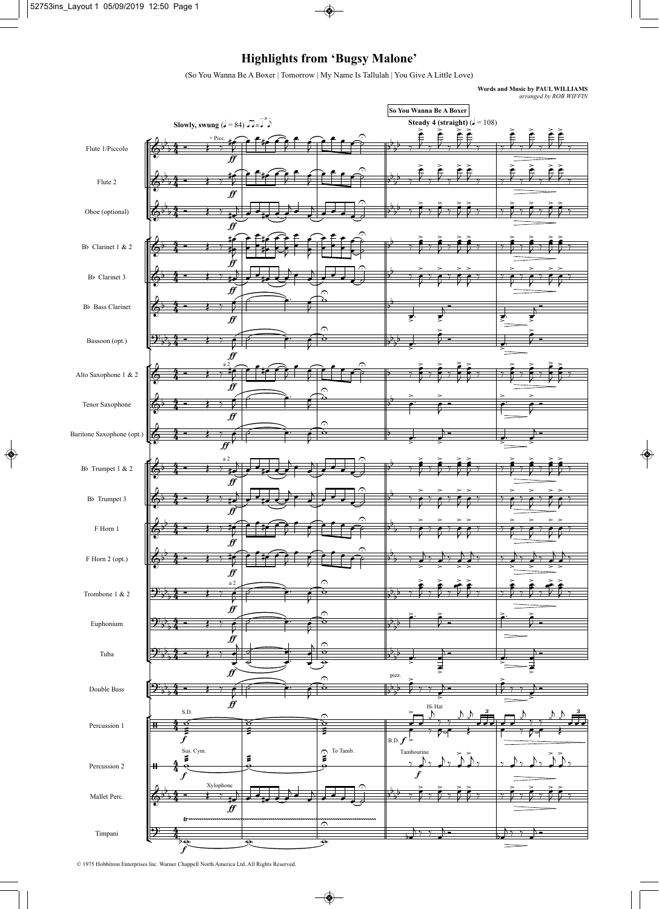# Highlights from 'Bugsy Malone'

(So You Wanna Be A Boxer | Tomorrow | My Name Is Tallulah | You Give A Little Love)

**Words and Music by PAUL WILLIAMS**
*arranged by ROB WIFFIN*

© 1975 Hobbitron Enterprises Inc. Warner Chappell North America Ltd. All Rights Reserved.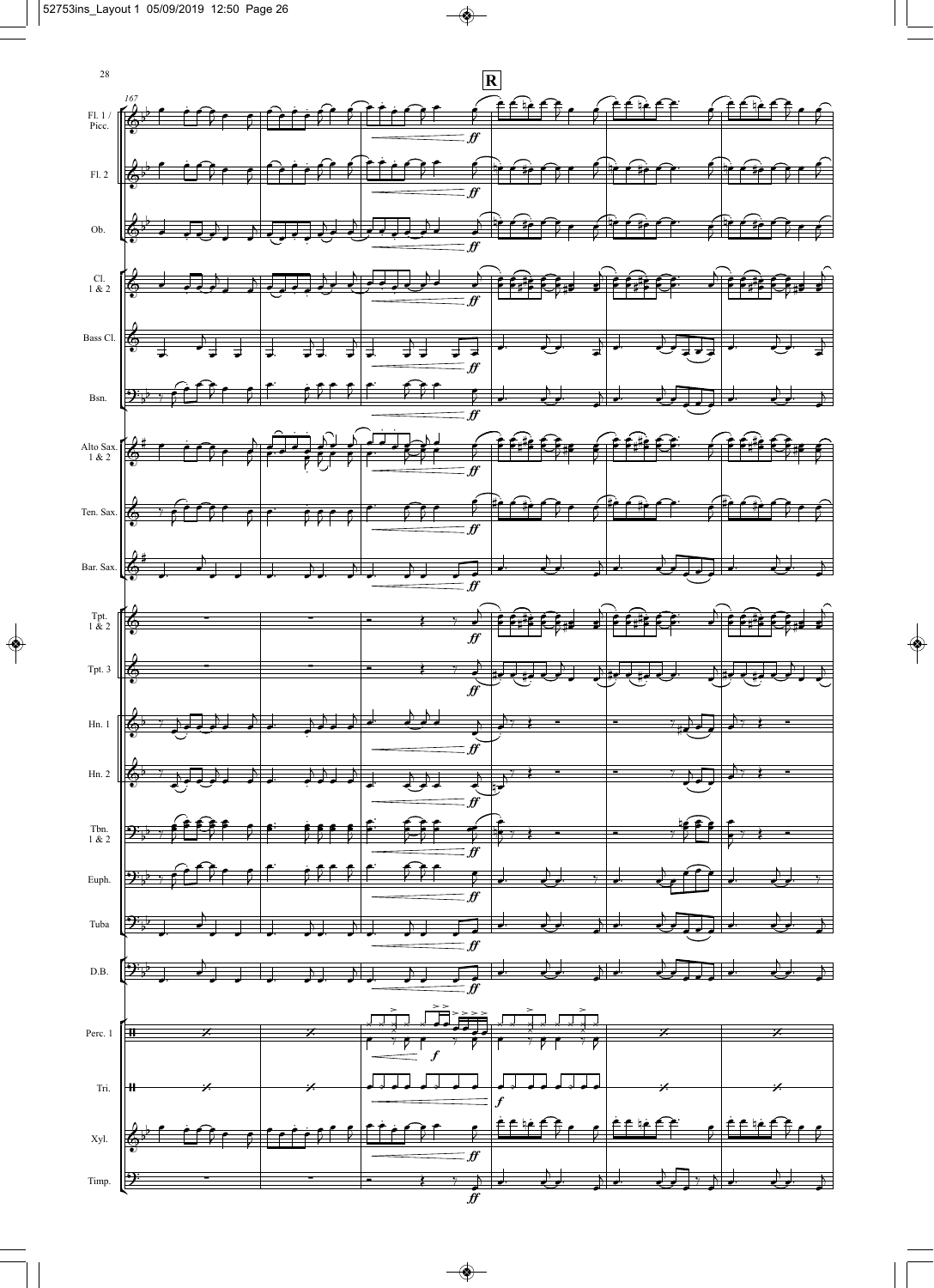R

167

Fl. 1 / Picc.

Fl. 2

Ob.

Cl. 1 & 2

Bass Cl.

Bsn.

Alto Sax. 1 & 2

Ten. Sax.

Bar. Sax.

Tpt. 1 & 2

Tpt. 3

Hn. 1

Hn. 2

Tbn. 1 & 2

Euph.

Tuba

D.B.

Perc. 1

Tri.

Xyl.

Timp.

*ff*

*f*